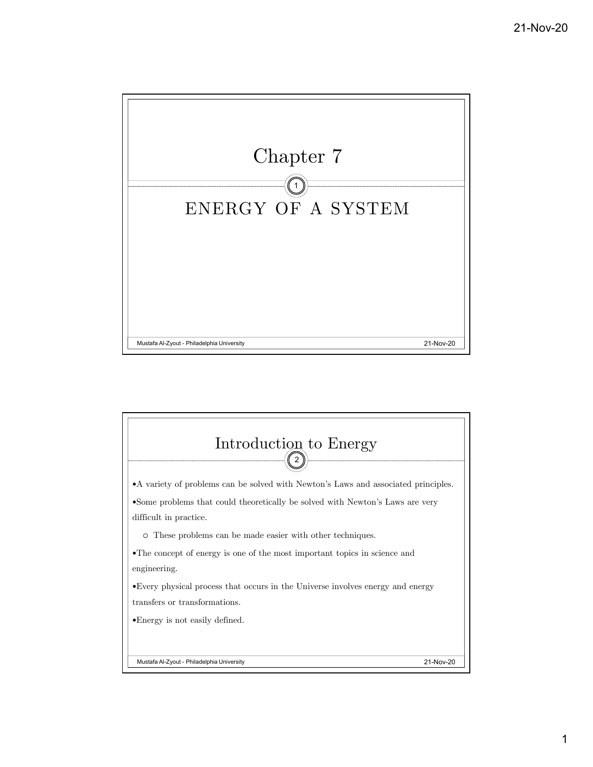# Chapter 7

## ENERGY OF A SYSTEM

## Introduction to Energy

- A variety of problems can be solved with Newton's Laws and associated principles.
- Some problems that could theoretically be solved with Newton's Laws are very difficult in practice.
  - These problems can be made easier with other techniques.
- The concept of energy is one of the most important topics in science and engineering.
- Every physical process that occurs in the Universe involves energy and energy transfers or transformations.
- Energy is not easily defined.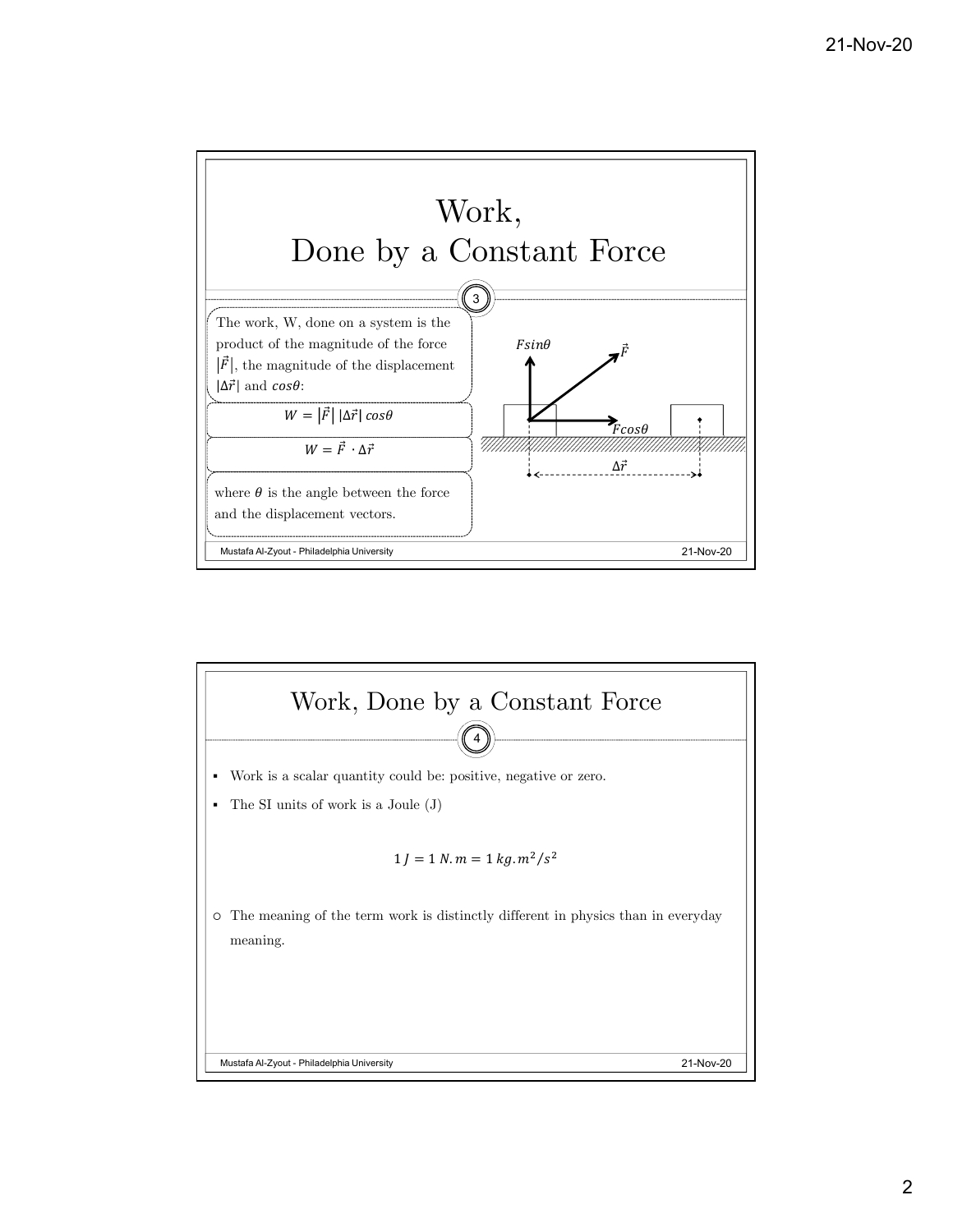# Work, Done by a Constant Force

The work, W, done on a system is the product of the magnitude of the force $|\vec{F}|$, the magnitude of the displacement $|\Delta\vec{r}|$ and $cos\theta$:

$$W = |\vec{F}|\,|\Delta\vec{r}|\,cos\theta$$

$$W = \vec{F}\cdot\Delta\vec{r}$$

where $\theta$ is the angle between the force and the displacement vectors.

$Fsin\theta$ $\vec{F}$ $Fcos\theta$ $\Delta\vec{r}$

## Work, Done by a Constant Force

- Work is a scalar quantity could be: positive, negative or zero.
- The SI units of work is a Joule (J)

$$1\,J = 1\,N.m = 1\,kg.m^2/s^2$$

- The meaning of the term work is distinctly different in physics than in everyday meaning.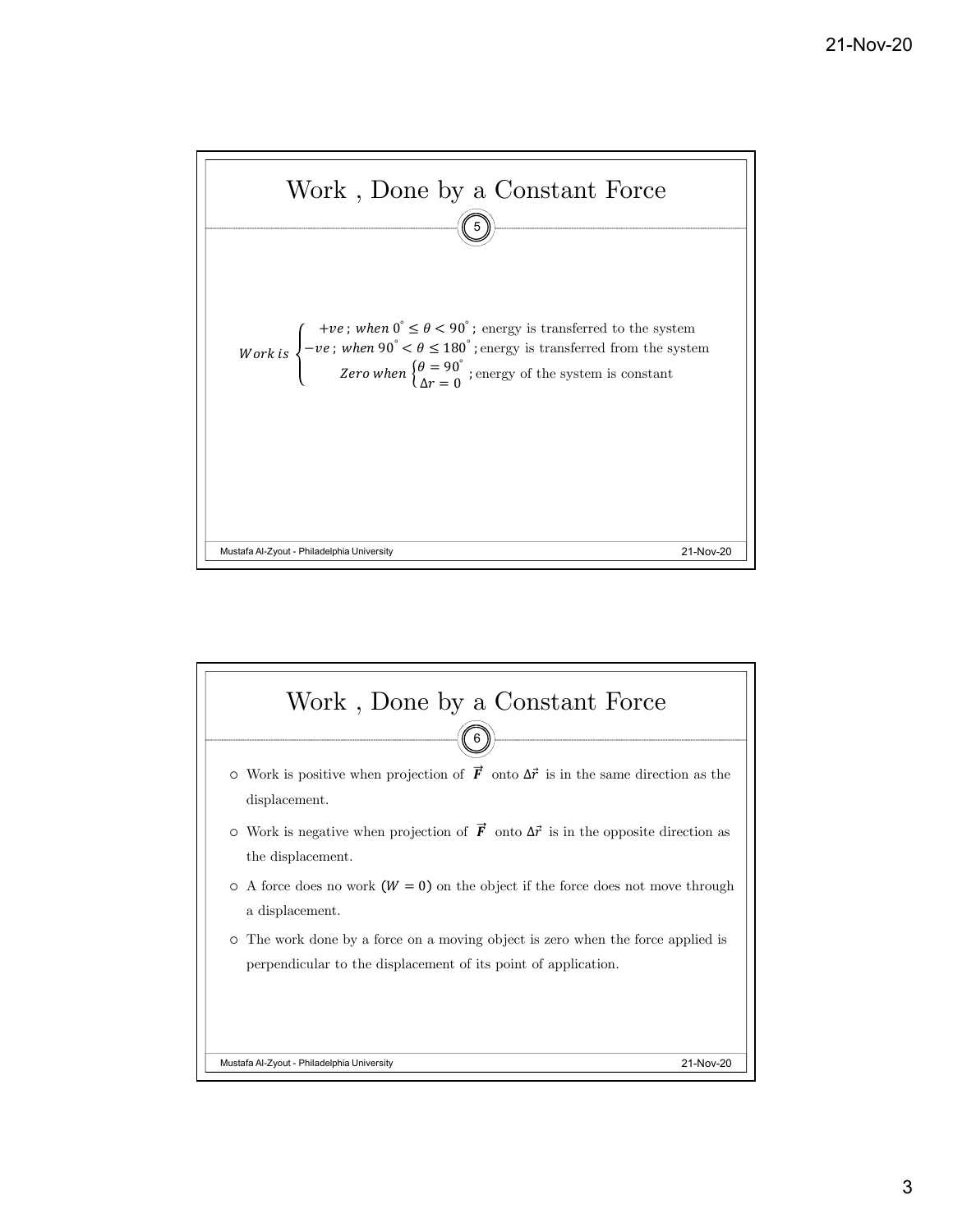## Work , Done by a Constant Force

$$
Work\ is \begin{cases} +ve\ ;\ when\ 0^{\circ} \leq \theta < 90^{\circ}\ ;\ \text{energy is transferred to the system} \\ -ve\ ;\ when\ 90^{\circ} < \theta \leq 180^{\circ}\ ;\ \text{energy is transferred from the system} \\ Zero\ when \begin{cases} \theta = 90^{\circ} \\ \Delta r = 0 \end{cases} ;\ \text{energy of the system is constant} \end{cases}
$$

## Work , Done by a Constant Force

- Work is positive when projection of $\vec{F}$ onto $\Delta\vec{r}$ is in the same direction as the displacement.
- Work is negative when projection of $\vec{F}$ onto $\Delta\vec{r}$ is in the opposite direction as the displacement.
- A force does no work $(W = 0)$ on the object if the force does not move through a displacement.
- The work done by a force on a moving object is zero when the force applied is perpendicular to the displacement of its point of application.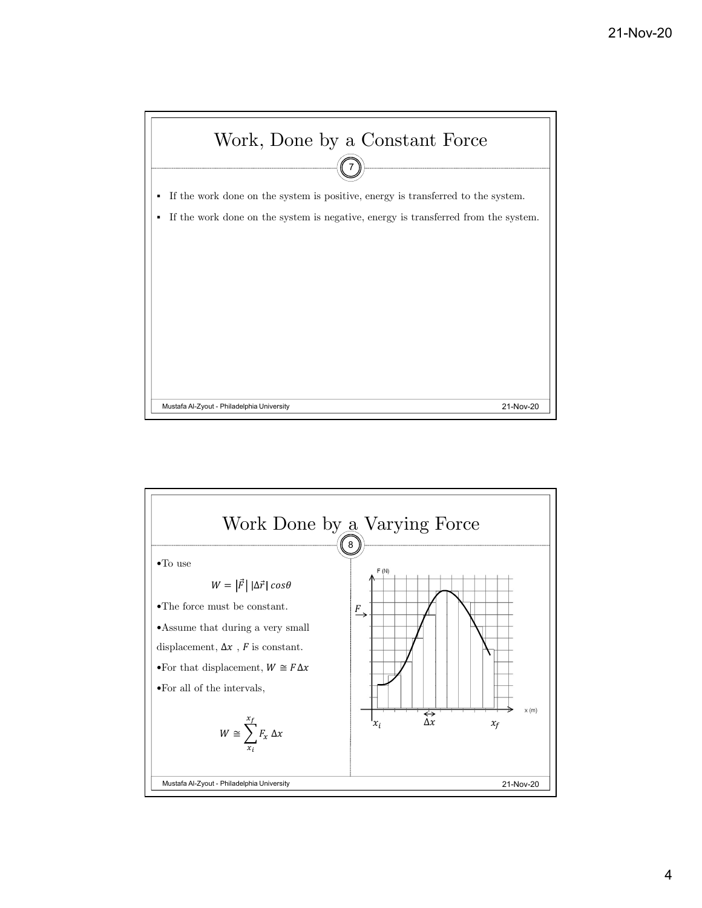# Work, Done by a Constant Force

- If the work done on the system is positive, energy is transferred to the system.
- If the work done on the system is negative, energy is transferred from the system.

# Work Done by a Varying Force

- To use

$$W = |\vec{F}|\,|\Delta\vec{r}|\,cos\theta$$

- The force must be constant.
- Assume that during a very small displacement, $\Delta x$ , $F$ is constant.
- For that displacement, $W \cong F\Delta x$
- For all of the intervals,

$$W \cong \sum_{x_i}^{x_f} F_x\,\Delta x$$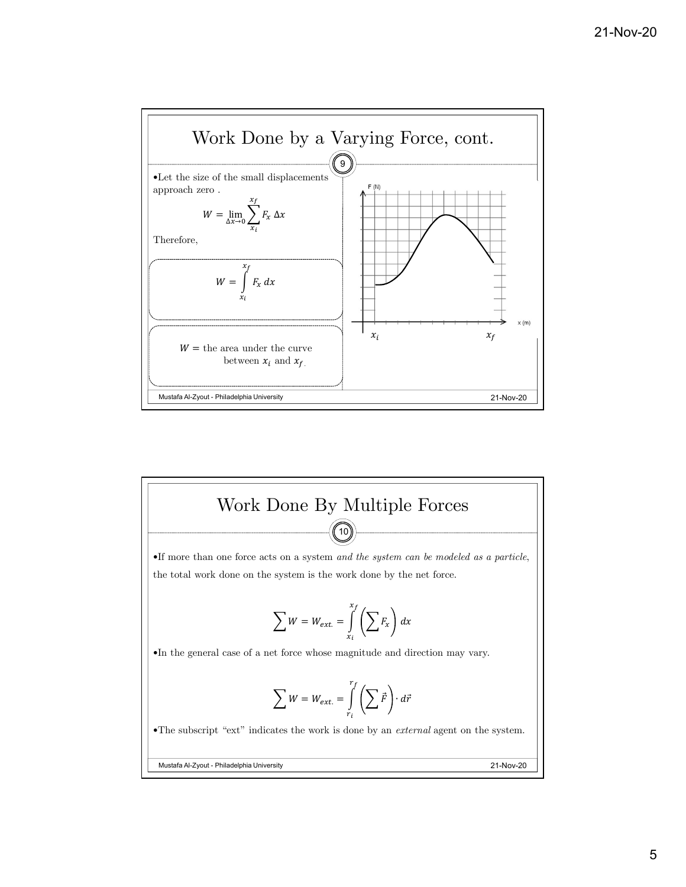## Work Done by a Varying Force, cont.

- Let the size of the small displacements approach zero .

$$W = \lim_{\Delta x \to 0} \sum_{x_i}^{x_f} F_x \, \Delta x$$

Therefore,

$$W = \int_{x_i}^{x_f} F_x \, dx$$

$W =$ the area under the curve between $x_i$ and $x_f$.

## Work Done By Multiple Forces

- If more than one force acts on a system *and the system can be modeled as a particle*, the total work done on the system is the work done by the net force.

$$\sum W = W_{ext.} = \int_{x_i}^{x_f} \left( \sum F_x \right) dx$$

- In the general case of a net force whose magnitude and direction may vary.

$$\sum W = W_{ext.} = \int_{r_i}^{r_f} \left( \sum \vec{F} \right) \cdot d\vec{r}$$

- The subscript "ext" indicates the work is done by an *external* agent on the system.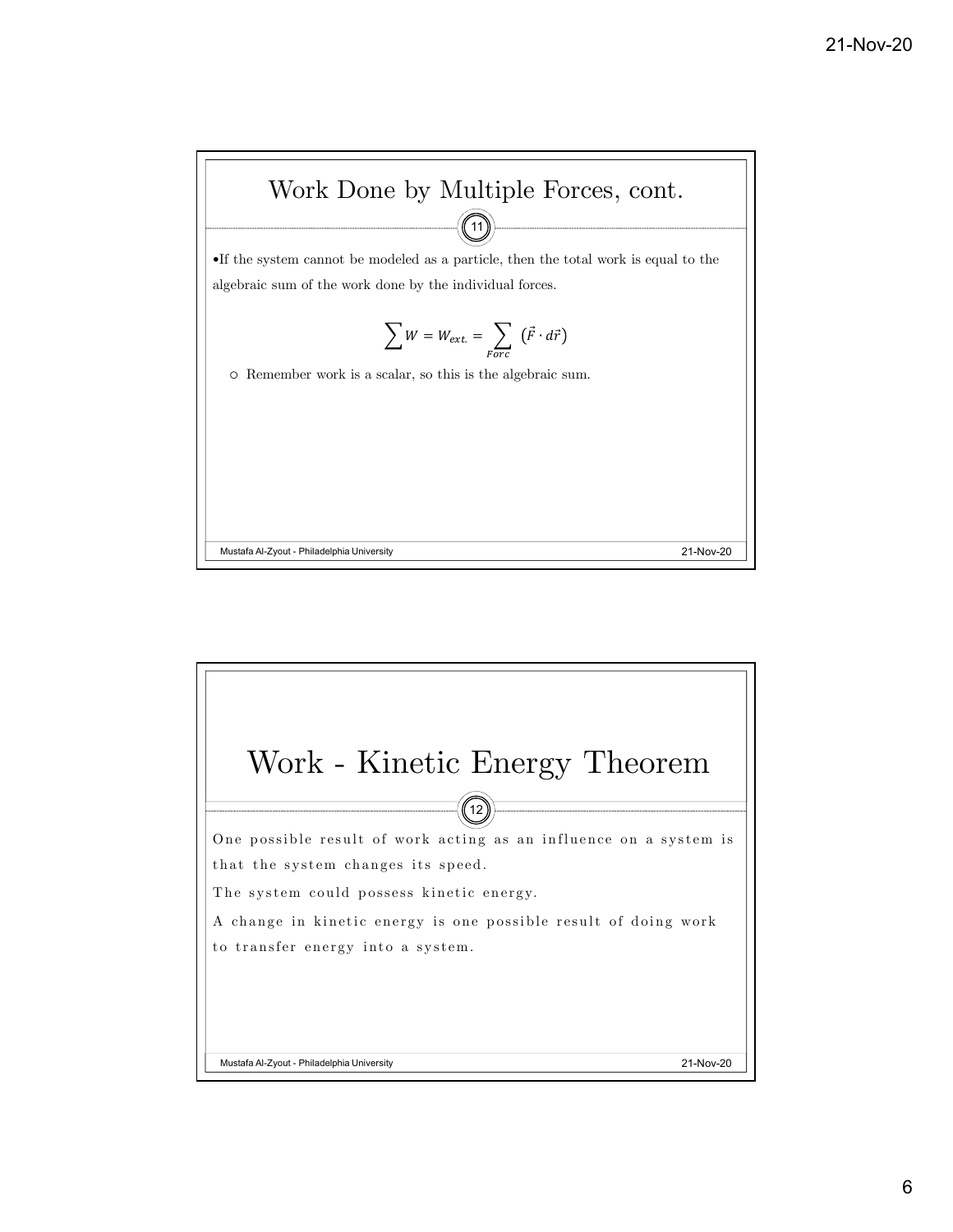## Work Done by Multiple Forces, cont.

- If the system cannot be modeled as a particle, then the total work is equal to the algebraic sum of the work done by the individual forces.

$$\sum W = W_{ext.} = \sum_{Forc} \left(\vec{F} \cdot d\vec{r}\right)$$

  - Remember work is a scalar, so this is the algebraic sum.

## Work - Kinetic Energy Theorem

One possible result of work acting as an influence on a system is that the system changes its speed.

The system could possess kinetic energy.

A change in kinetic energy is one possible result of doing work to transfer energy into a system.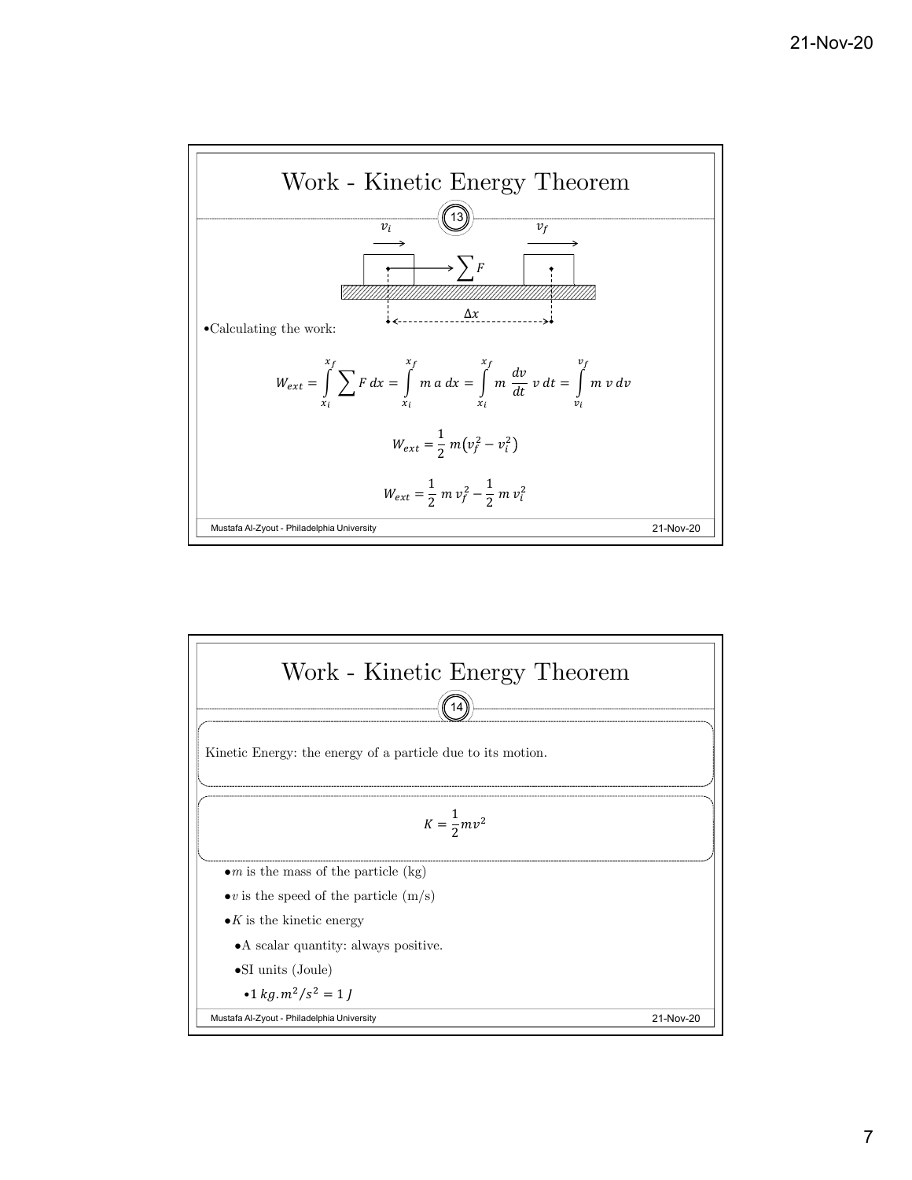# Work - Kinetic Energy Theorem

- Calculating the work:

$$W_{ext} = \int_{x_i}^{x_f} \sum F \, dx = \int_{x_i}^{x_f} m \, a \, dx = \int_{x_i}^{x_f} m \, \frac{dv}{dt} \, v \, dt = \int_{v_i}^{v_f} m \, v \, dv$$

$$W_{ext} = \frac{1}{2} \, m\left(v_f^2 - v_i^2\right)$$

$$W_{ext} = \frac{1}{2} \, m \, v_f^2 - \frac{1}{2} \, m \, v_i^2$$

# Work - Kinetic Energy Theorem

Kinetic Energy: the energy of a particle due to its motion.

$$K = \frac{1}{2} m v^2$$

- $m$ is the mass of the particle (kg)
- $v$ is the speed of the particle (m/s)
- $K$ is the kinetic energy
  - A scalar quantity: always positive.
  - SI units (Joule)
    - $1 \; kg.m^2/s^2 = 1 \; J$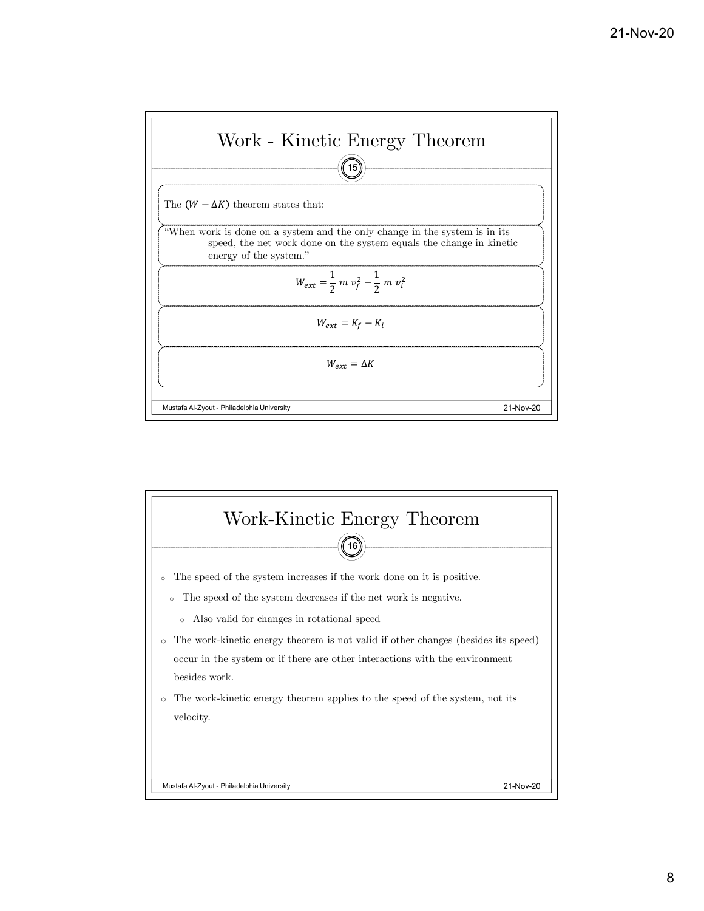# Work - Kinetic Energy Theorem

The $(W - \Delta K)$ theorem states that:

"When work is done on a system and the only change in the system is in its speed, the net work done on the system equals the change in kinetic energy of the system."

$$W_{ext} = \frac{1}{2}\, m\, v_f^2 - \frac{1}{2}\, m\, v_i^2$$

$$W_{ext} = K_f - K_i$$

$$W_{ext} = \Delta K$$

# Work-Kinetic Energy Theorem

- The speed of the system increases if the work done on it is positive.
  - The speed of the system decreases if the net work is negative.
    - Also valid for changes in rotational speed
- The work-kinetic energy theorem is not valid if other changes (besides its speed) occur in the system or if there are other interactions with the environment besides work.
- The work-kinetic energy theorem applies to the speed of the system, not its velocity.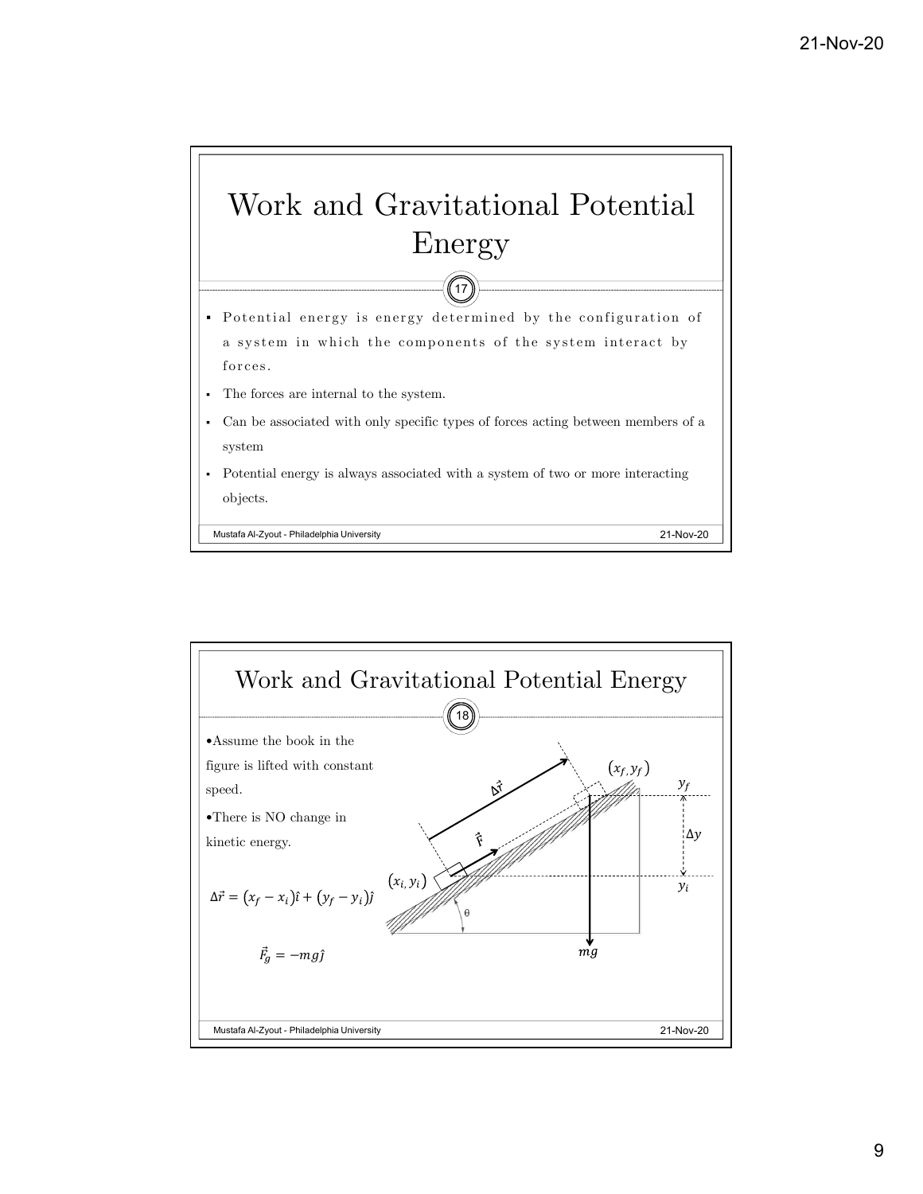# Work and Gravitational Potential Energy

- Potential energy is energy determined by the configuration of a system in which the components of the system interact by forces.
- The forces are internal to the system.
- Can be associated with only specific types of forces acting between members of a system
- Potential energy is always associated with a system of two or more interacting objects.

# Work and Gravitational Potential Energy

- Assume the book in the figure is lifted with constant speed.
- There is NO change in kinetic energy.

$$\Delta\vec{r} = (x_f - x_i)\hat{\imath} + (y_f - y_i)\hat{\jmath}$$

$$\vec{F}_g = -mg\hat{\jmath}$$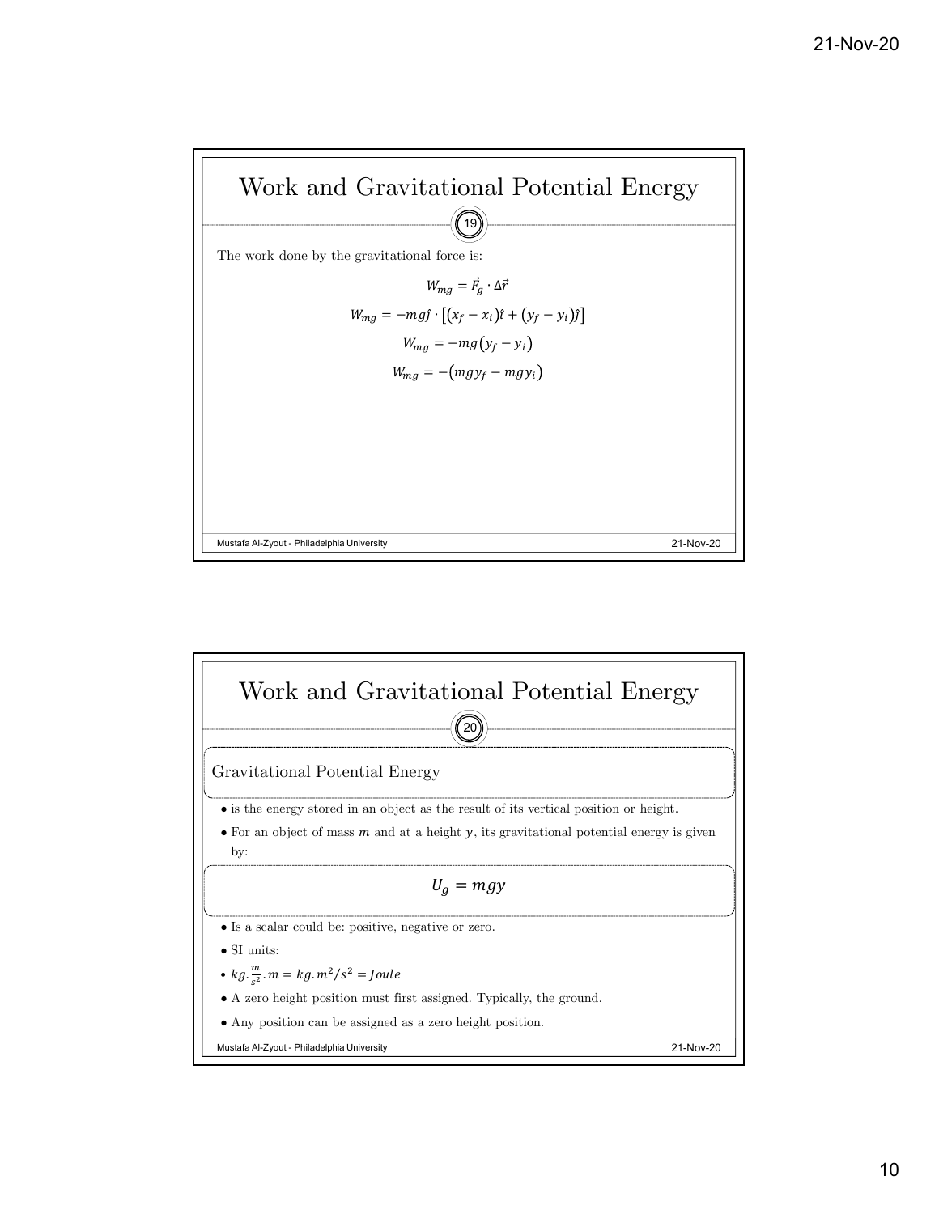# Work and Gravitational Potential Energy

The work done by the gravitational force is:

$$W_{mg} = \vec{F}_g \cdot \Delta\vec{r}$$

$$W_{mg} = -mg\hat{j} \cdot \left[(x_f - x_i)\hat{\imath} + (y_f - y_i)\hat{j}\right]$$

$$W_{mg} = -mg(y_f - y_i)$$

$$W_{mg} = -(mgy_f - mgy_i)$$

# Work and Gravitational Potential Energy

## Gravitational Potential Energy

- is the energy stored in an object as the result of its vertical position or height.
- For an object of mass $m$ and at a height $y$, its gravitational potential energy is given by:

$$U_g = mgy$$

- Is a scalar could be: positive, negative or zero.
- SI units:
- $kg.\frac{m}{s^2}.m = kg.m^2/s^2 = Joule$
- A zero height position must first assigned. Typically, the ground.
- Any position can be assigned as a zero height position.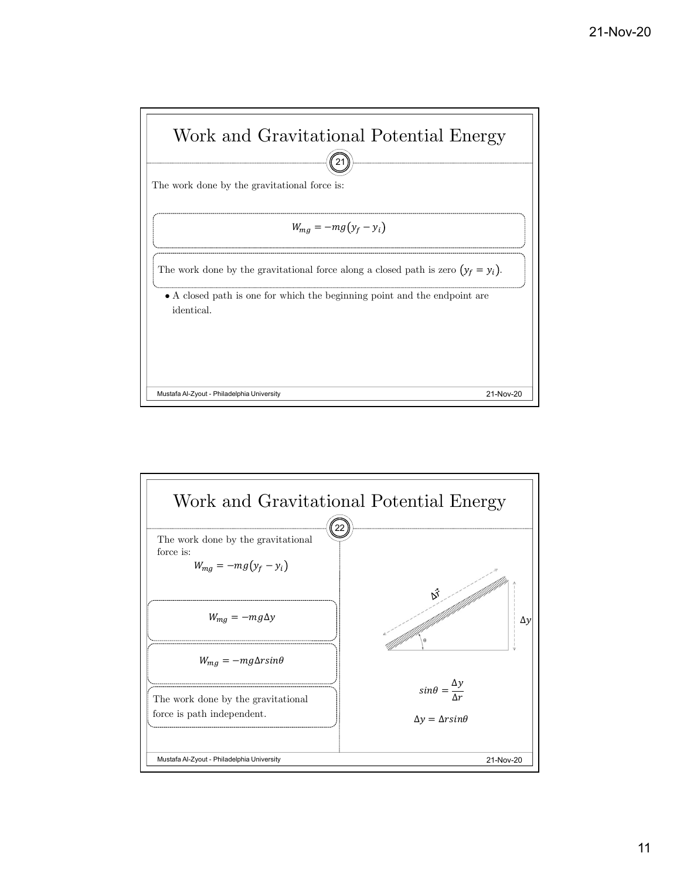## Work and Gravitational Potential Energy

The work done by the gravitational force is:

$$W_{mg} = -mg(y_f - y_i)$$

The work done by the gravitational force along a closed path is zero $(y_f = y_i)$.

- A closed path is one for which the beginning point and the endpoint are identical.

## Work and Gravitational Potential Energy

The work done by the gravitational force is:

$$W_{mg} = -mg(y_f - y_i)$$

$$W_{mg} = -mg\Delta y$$

$$W_{mg} = -mg\Delta r sin\theta$$

The work done by the gravitational force is path independent.

$$sin\theta = \frac{\Delta y}{\Delta r}$$

$$\Delta y = \Delta r sin\theta$$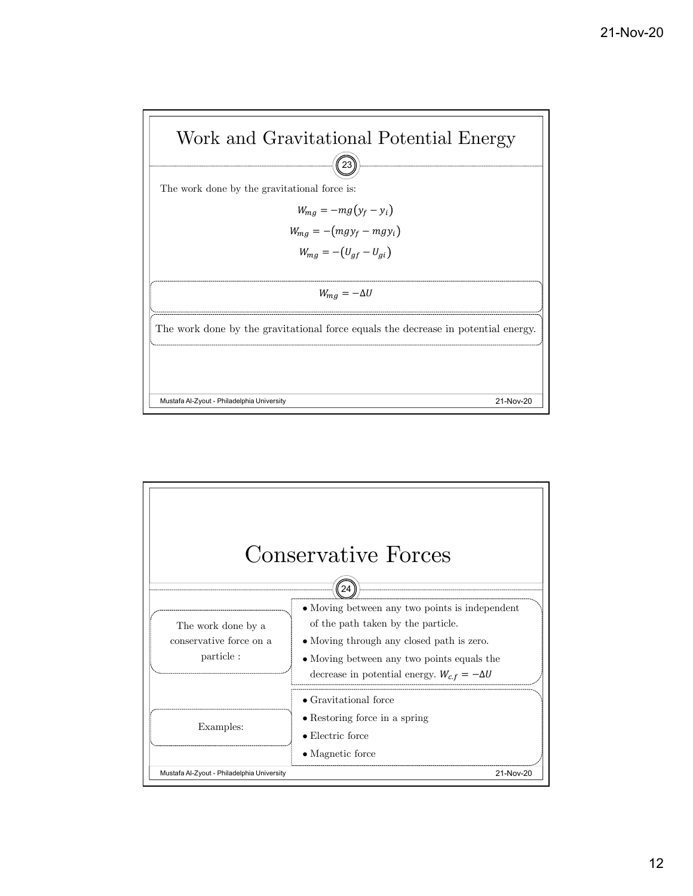## Work and Gravitational Potential Energy

The work done by the gravitational force is:

$$W_{mg} = -mg(y_f - y_i)$$

$$W_{mg} = -(mgy_f - mgy_i)$$

$$W_{mg} = -(U_{gf} - U_{gi})$$

$$W_{mg} = -\Delta U$$

The work done by the gravitational force equals the decrease in potential energy.

## Conservative Forces

The work done by a conservative force on a particle :

- Moving between any two points is independent of the path taken by the particle.
- Moving through any closed path is zero.
- Moving between any two points equals the decrease in potential energy. $W_{c.f} = -\Delta U$

Examples:

- Gravitational force
- Restoring force in a spring
- Electric force
- Magnetic force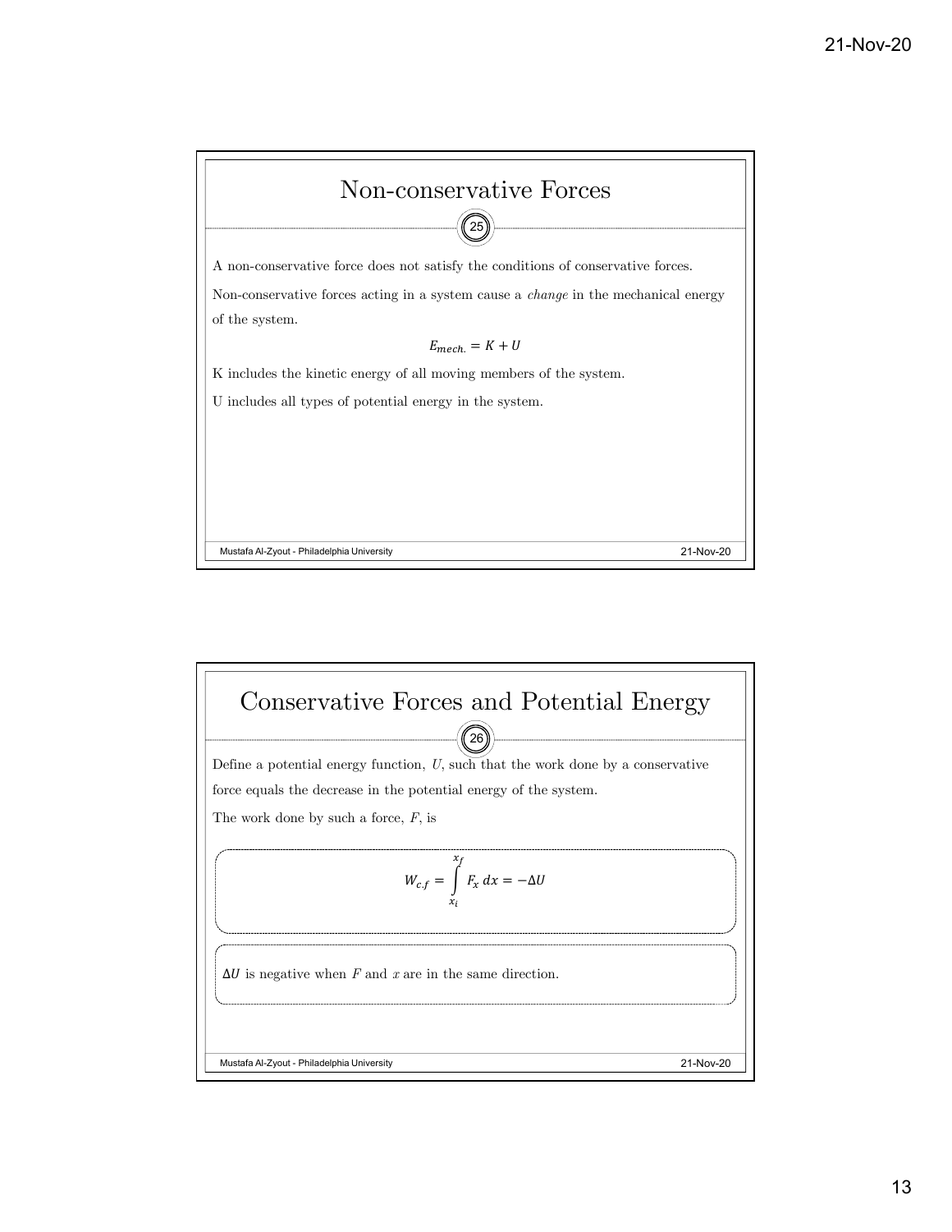## Non-conservative Forces

A non-conservative force does not satisfy the conditions of conservative forces.

Non-conservative forces acting in a system cause a *change* in the mechanical energy of the system.

$$E_{mech.} = K + U$$

K includes the kinetic energy of all moving members of the system.

U includes all types of potential energy in the system.

## Conservative Forces and Potential Energy

Define a potential energy function, $U$, such that the work done by a conservative force equals the decrease in the potential energy of the system.

The work done by such a force, $F$, is

$$W_{c.f} = \int_{x_i}^{x_f} F_x \, dx = -\Delta U$$

$\Delta U$ is negative when $F$ and $x$ are in the same direction.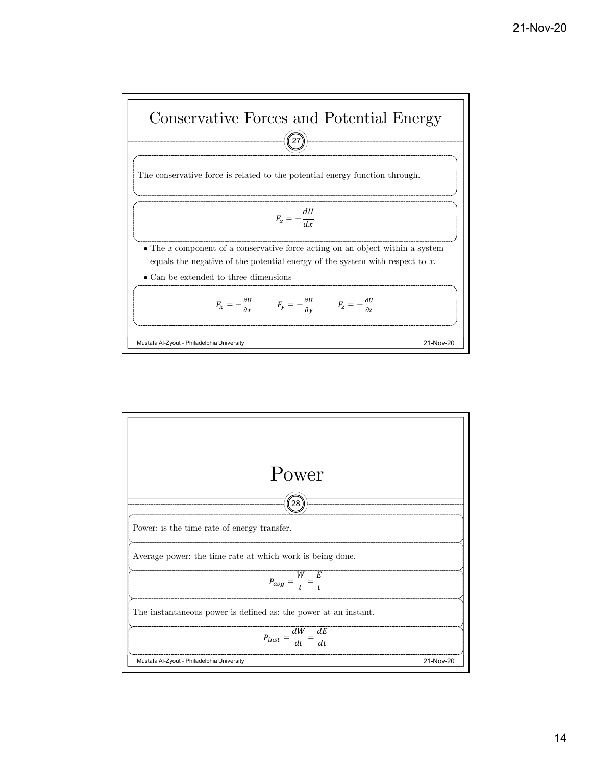## Conservative Forces and Potential Energy

The conservative force is related to the potential energy function through.

$$F_x = -\frac{dU}{dx}$$

- The $x$ component of a conservative force acting on an object within a system equals the negative of the potential energy of the system with respect to $x$.
- Can be extended to three dimensions

$$F_x = -\frac{\partial U}{\partial x} \qquad F_y = -\frac{\partial U}{\partial y} \qquad F_z = -\frac{\partial U}{\partial z}$$

## Power

Power: is the time rate of energy transfer.

Average power: the time rate at which work is being done.

$$P_{avg} = \frac{W}{t} = \frac{E}{t}$$

The instantaneous power is defined as: the power at an instant.

$$P_{inst} = \frac{dW}{dt} = \frac{dE}{dt}$$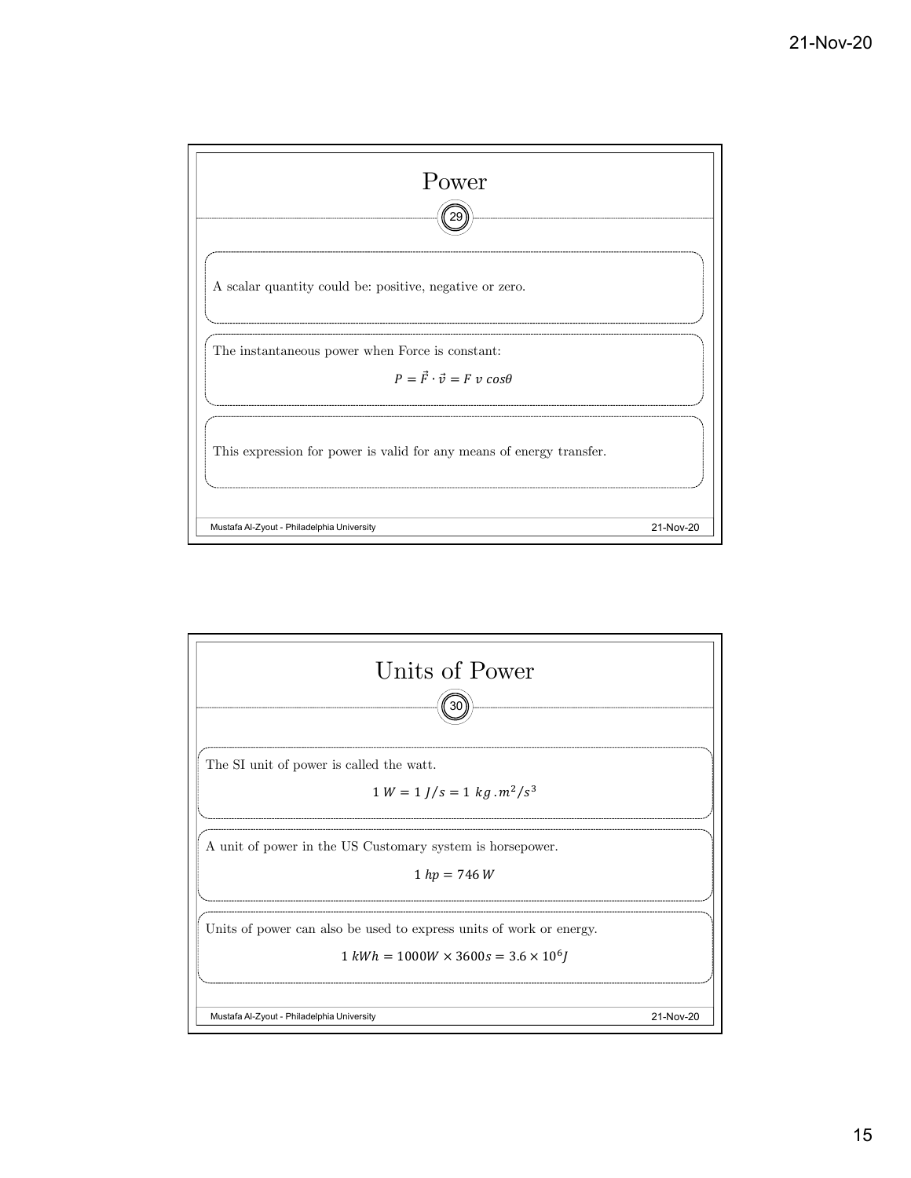## Power

A scalar quantity could be: positive, negative or zero.

The instantaneous power when Force is constant:

$$P = \vec{F} \cdot \vec{v} = F\ v\ cos\theta$$

This expression for power is valid for any means of energy transfer.

## Units of Power

The SI unit of power is called the watt.

$$1\ W = 1\ J/s = 1\ kg\ .m^2/s^3$$

A unit of power in the US Customary system is horsepower.

$$1\ hp = 746\ W$$

Units of power can also be used to express units of work or energy.

$$1\ kWh = 1000W \times 3600s = 3.6 \times 10^6 J$$